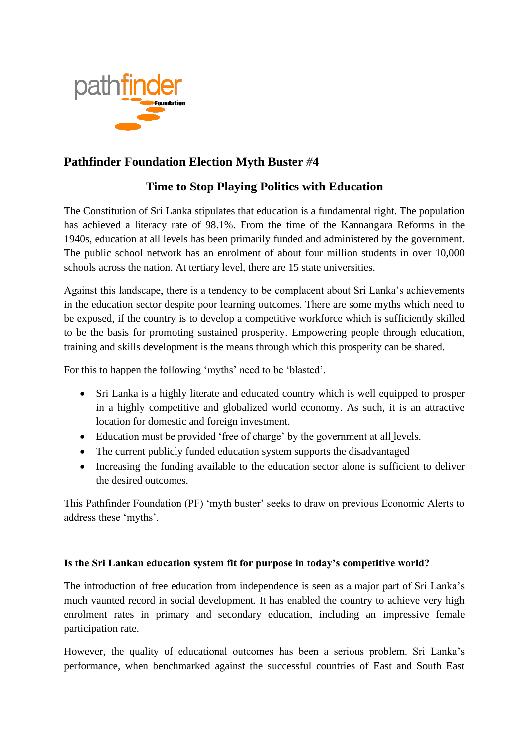## Pathfinder Foundation Election Myth Buster #4

## Time to Stop Playing Politics with Education

The Constitution of Sri Lanka stipulates that education is a fundamental right. The population has achieved a literacy rate of 98.1%. From the time of the Kannangara Reforms in the 1940s, education at all levels has been primarily funded and administered by the government. The public school network has an enrolment of about four million students in over 10,000 schools across the nation. At tertiary level, there are 15 state universities.

Against this landscape, there is a tendency to be complacent about Sri Lanka's achievements in the education sector despite poor learning outcomes. There are some myths which need to be exposed, if the country is to develop a competitive workforce which is sufficiently skilled to be the basis for promoting sustained prosperity. Empowering people through education, training and skills development is the means through which this prosperity can be shared.

For this to happen the following 'myths' need to be 'blasted'.

- Sri Lanka is a highly literate and educated country which is well equipped to prosper in a highly competitive and globalized world economy. As such, it is an attractive location for domestic and foreign investment.
- Education must be provided 'free of charge' by the government at all levels.
- The current publicly funded education system supports the disadvantaged
- Increasing the funding available to the education sector alone is sufficient to deliver the desired outcomes.

This Pathfinder Foundation (PF) 'myth buster' seeks to draw on previous Economic Alerts to address these 'myths'.

**Is the Sri Lankan education system fit for purpose in today's competitive world?**

The introduction of free education from independence is seen as a major part of Sri Lanka's much vaunted record in social development. It has enabled the country to achieve very high enrolment rates in primary and secondary education, including an impressive female participation rate.

However, the quality of educational outcomes has been a serious problem. Sri Lanka's performance, when benchmarked against the successful countries of East and South East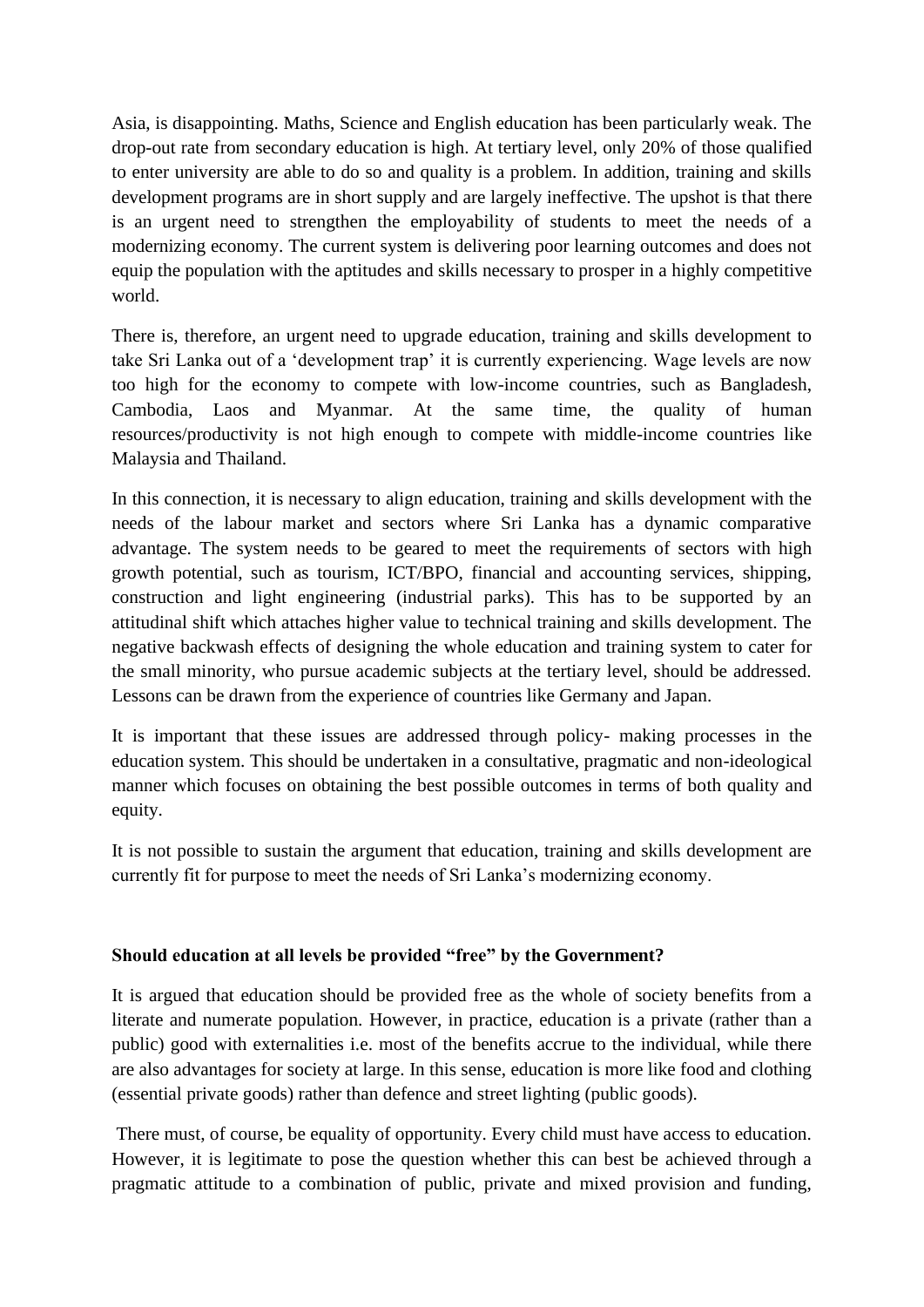Asia, is disappointing. Maths, Science and English education has been particularly weak. The drop-out rate from secondary education is high. At tertiary level, only 20% of those qualified to enter university are able to do so and quality is a problem. In addition, training and skills development programs are in short supply and are largely ineffective. The upshot is that there is an urgent need to strengthen the employability of students to meet the needs of a modernizing economy. The current system is delivering poor learning outcomes and does not equip the population with the aptitudes and skills necessary to prosper in a highly competitive world.

There is, therefore, an urgent need to upgrade education, training and skills development to take Sri Lanka out of a 'development trap' it is currently experiencing. Wage levels are now too high for the economy to compete with low-income countries, such as Bangladesh, Cambodia, Laos and Myanmar. At the same time, the quality of human resources/productivity is not high enough to compete with middle-income countries like Malaysia and Thailand.

In this connection, it is necessary to align education, training and skills development with the needs of the labour market and sectors where Sri Lanka has a dynamic comparative advantage. The system needs to be geared to meet the requirements of sectors with high growth potential, such as tourism, ICT/BPO, financial and accounting services, shipping, construction and light engineering (industrial parks). This has to be supported by an attitudinal shift which attaches higher value to technical training and skills development. The negative backwash effects of designing the whole education and training system to cater for the small minority, who pursue academic subjects at the tertiary level, should be addressed. Lessons can be drawn from the experience of countries like Germany and Japan.

It is important that these issues are addressed through policy- making processes in the education system. This should be undertaken in a consultative, pragmatic and non-ideological manner which focuses on obtaining the best possible outcomes in terms of both quality and equity.

It is not possible to sustain the argument that education, training and skills development are currently fit for purpose to meet the needs of Sri Lanka's modernizing economy.

**Should education at all levels be provided "free" by the Government?**

It is argued that education should be provided free as the whole of society benefits from a literate and numerate population. However, in practice, education is a private (rather than a public) good with externalities i.e. most of the benefits accrue to the individual, while there are also advantages for society at large. In this sense, education is more like food and clothing (essential private goods) rather than defence and street lighting (public goods).

There must, of course, be equality of opportunity. Every child must have access to education. However, it is legitimate to pose the question whether this can best be achieved through a pragmatic attitude to a combination of public, private and mixed provision and funding,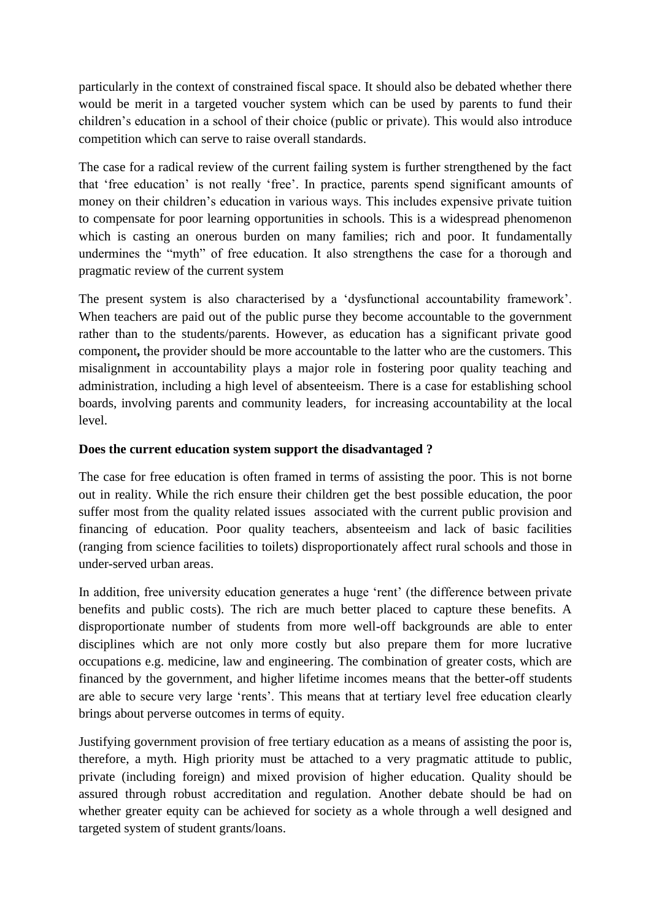particularly in the context of constrained fiscal space. It should also be debated whether there would be merit in a targeted voucher system which can be used by parents to fund their children's education in a school of their choice (public or private). This would also introduce competition which can serve to raise overall standards.

The case for a radical review of the current failing system is further strengthened by the fact that 'free education' is not really 'free'. In practice, parents spend significant amounts of money on their children's education in various ways. This includes expensive private tuition to compensate for poor learning opportunities in schools. This is a widespread phenomenon which is casting an onerous burden on many families; rich and poor. It fundamentally undermines the "myth" of free education. It also strengthens the case for a thorough and pragmatic review of the current system

The present system is also characterised by a 'dysfunctional accountability framework'. When teachers are paid out of the public purse they become accountable to the government rather than to the students/parents. However, as education has a significant private good component**,** the provider should be more accountable to the latter who are the customers. This misalignment in accountability plays a major role in fostering poor quality teaching and administration, including a high level of absenteeism. There is a case for establishing school boards, involving parents and community leaders, for increasing accountability at the local level.

**Does the current education system support the disadvantaged ?**

The case for free education is often framed in terms of assisting the poor. This is not borne out in reality. While the rich ensure their children get the best possible education, the poor suffer most from the quality related issues associated with the current public provision and financing of education. Poor quality teachers, absenteeism and lack of basic facilities (ranging from science facilities to toilets) disproportionately affect rural schools and those in under-served urban areas.

In addition, free university education generates a huge 'rent' (the difference between private benefits and public costs). The rich are much better placed to capture these benefits. A disproportionate number of students from more well-off backgrounds are able to enter disciplines which are not only more costly but also prepare them for more lucrative occupations e.g. medicine, law and engineering. The combination of greater costs, which are financed by the government, and higher lifetime incomes means that the better-off students are able to secure very large 'rents'. This means that at tertiary level free education clearly brings about perverse outcomes in terms of equity.

Justifying government provision of free tertiary education as a means of assisting the poor is, therefore, a myth. High priority must be attached to a very pragmatic attitude to public, private (including foreign) and mixed provision of higher education. Quality should be assured through robust accreditation and regulation. Another debate should be had on whether greater equity can be achieved for society as a whole through a well designed and targeted system of student grants/loans.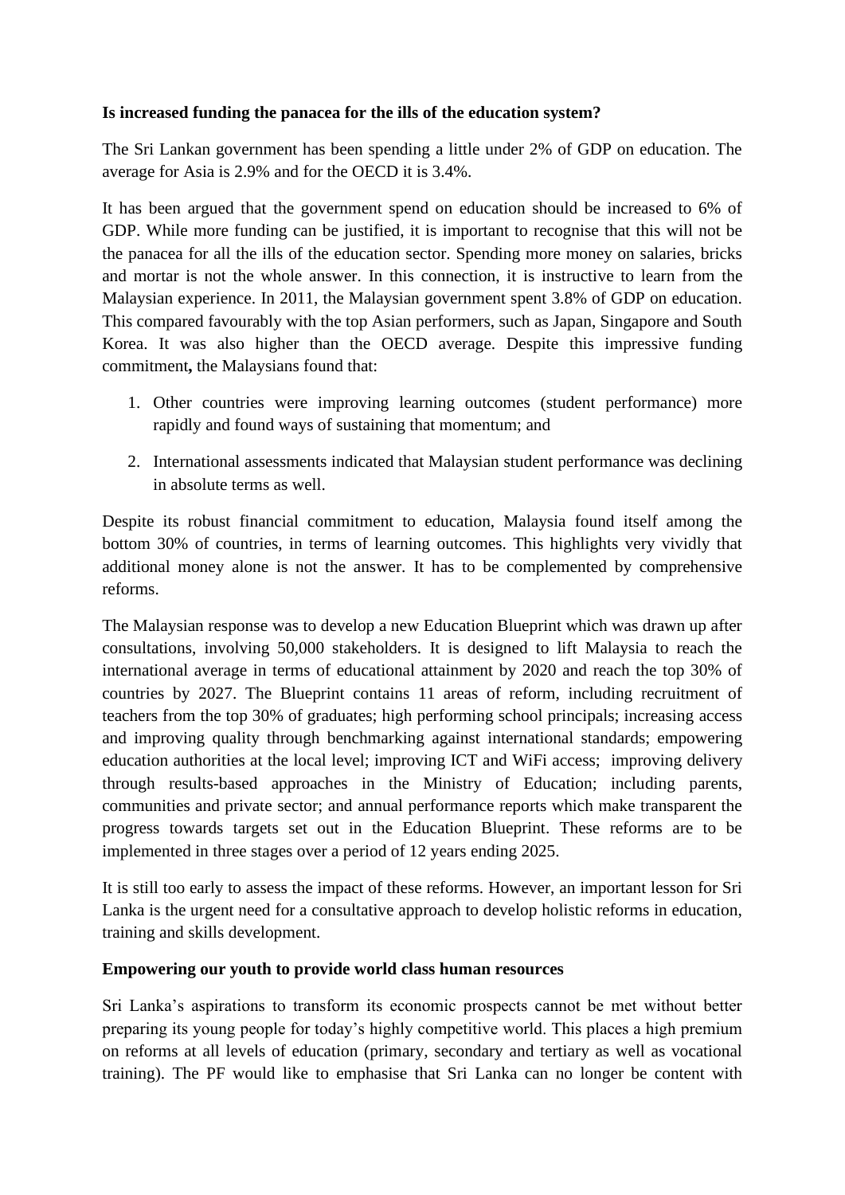**Is increased funding the panacea for the ills of the education system?**

The Sri Lankan government has been spending a little under 2% of GDP on education. The average for Asia is 2.9% and for the OECD it is 3.4%.

It has been argued that the government spend on education should be increased to 6% of GDP. While more funding can be justified, it is important to recognise that this will not be the panacea for all the ills of the education sector. Spending more money on salaries, bricks and mortar is not the whole answer. In this connection, it is instructive to learn from the Malaysian experience. In 2011, the Malaysian government spent 3.8% of GDP on education. This compared favourably with the top Asian performers, such as Japan, Singapore and South Korea. It was also higher than the OECD average. Despite this impressive funding commitment**,** the Malaysians found that:

1. Other countries were improving learning outcomes (student performance) more rapidly and found ways of sustaining that momentum; and
2. International assessments indicated that Malaysian student performance was declining in absolute terms as well.

Despite its robust financial commitment to education, Malaysia found itself among the bottom 30% of countries, in terms of learning outcomes. This highlights very vividly that additional money alone is not the answer. It has to be complemented by comprehensive reforms.

The Malaysian response was to develop a new Education Blueprint which was drawn up after consultations, involving 50,000 stakeholders. It is designed to lift Malaysia to reach the international average in terms of educational attainment by 2020 and reach the top 30% of countries by 2027. The Blueprint contains 11 areas of reform, including recruitment of teachers from the top 30% of graduates; high performing school principals; increasing access and improving quality through benchmarking against international standards; empowering education authorities at the local level; improving ICT and WiFi access; improving delivery through results-based approaches in the Ministry of Education; including parents, communities and private sector; and annual performance reports which make transparent the progress towards targets set out in the Education Blueprint. These reforms are to be implemented in three stages over a period of 12 years ending 2025.

It is still too early to assess the impact of these reforms. However, an important lesson for Sri Lanka is the urgent need for a consultative approach to develop holistic reforms in education, training and skills development.

**Empowering our youth to provide world class human resources**

Sri Lanka's aspirations to transform its economic prospects cannot be met without better preparing its young people for today's highly competitive world. This places a high premium on reforms at all levels of education (primary, secondary and tertiary as well as vocational training). The PF would like to emphasise that Sri Lanka can no longer be content with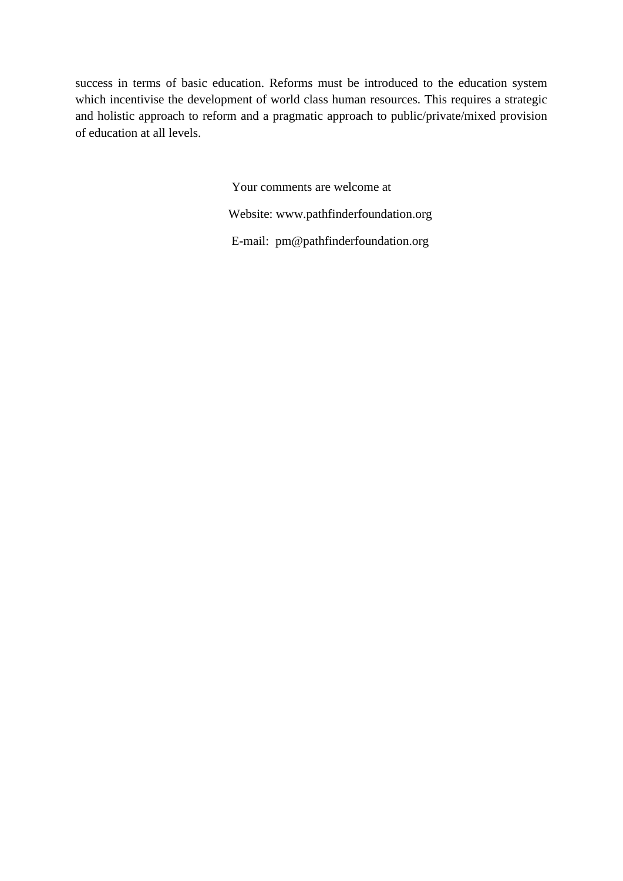success in terms of basic education. Reforms must be introduced to the education system which incentivise the development of world class human resources. This requires a strategic and holistic approach to reform and a pragmatic approach to public/private/mixed provision of education at all levels.

Your comments are welcome at

Website: www.pathfinderfoundation.org

E-mail: pm@pathfinderfoundation.org